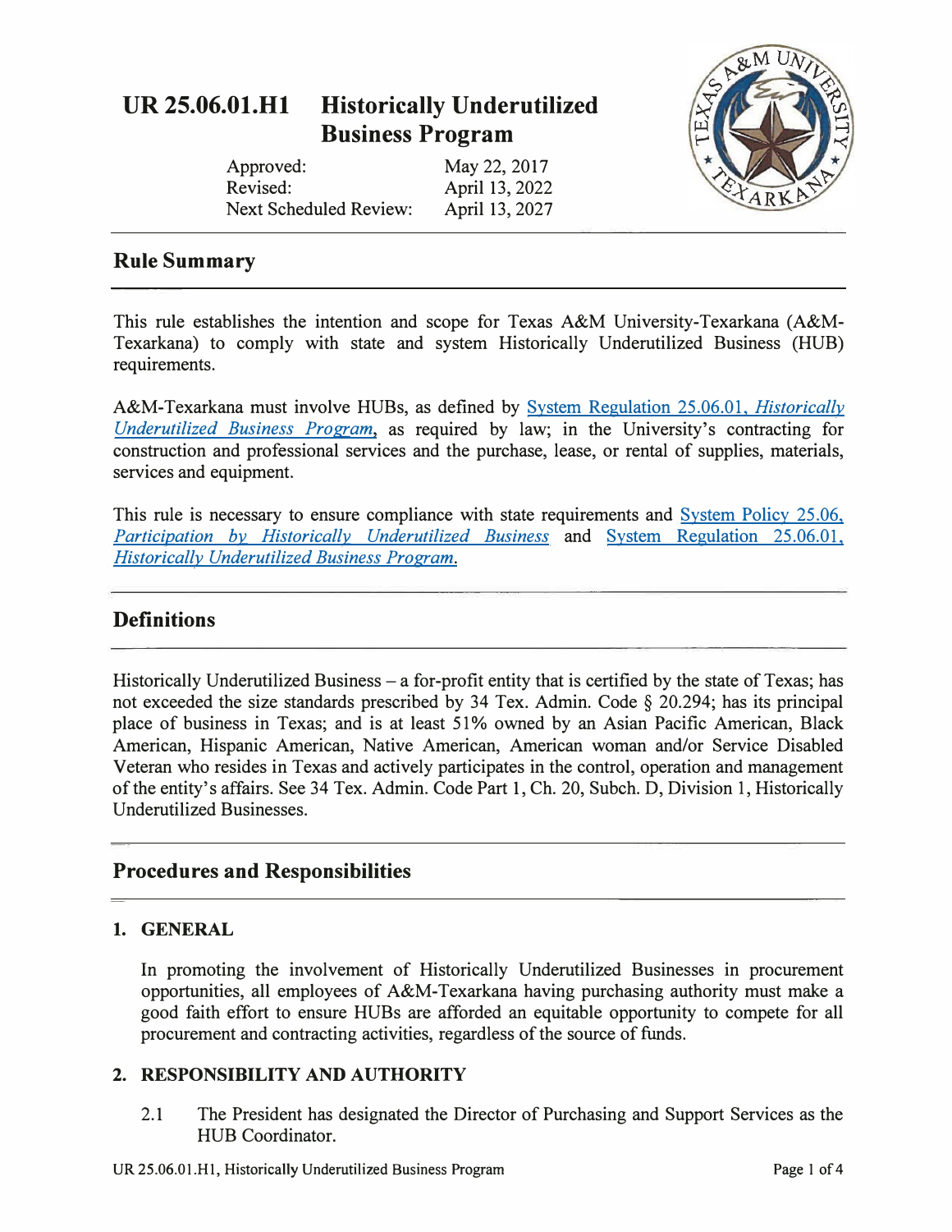# UR 25.06.01.H1 Historically Underutilized Business Program

Approved: May 22, 2017
Revised: April 13, 2022
Next Scheduled Review: April 13, 2027

## Rule Summary

This rule establishes the intention and scope for Texas A&M University-Texarkana (A&M-Texarkana) to comply with state and system Historically Underutilized Business (HUB) requirements.

A&M-Texarkana must involve HUBs, as defined by System Regulation 25.06.01, *Historically Underutilized Business Program*, as required by law; in the University's contracting for construction and professional services and the purchase, lease, or rental of supplies, materials, services and equipment.

This rule is necessary to ensure compliance with state requirements and System Policy 25.06, *Participation by Historically Underutilized Business* and System Regulation 25.06.01, *Historically Underutilized Business Program.*

## Definitions

Historically Underutilized Business – a for-profit entity that is certified by the state of Texas; has not exceeded the size standards prescribed by 34 Tex. Admin. Code § 20.294; has its principal place of business in Texas; and is at least 51% owned by an Asian Pacific American, Black American, Hispanic American, Native American, American woman and/or Service Disabled Veteran who resides in Texas and actively participates in the control, operation and management of the entity's affairs. See 34 Tex. Admin. Code Part 1, Ch. 20, Subch. D, Division 1, Historically Underutilized Businesses.

## Procedures and Responsibilities

### 1. GENERAL

In promoting the involvement of Historically Underutilized Businesses in procurement opportunities, all employees of A&M-Texarkana having purchasing authority must make a good faith effort to ensure HUBs are afforded an equitable opportunity to compete for all procurement and contracting activities, regardless of the source of funds.

### 2. RESPONSIBILITY AND AUTHORITY

2.1 The President has designated the Director of Purchasing and Support Services as the HUB Coordinator.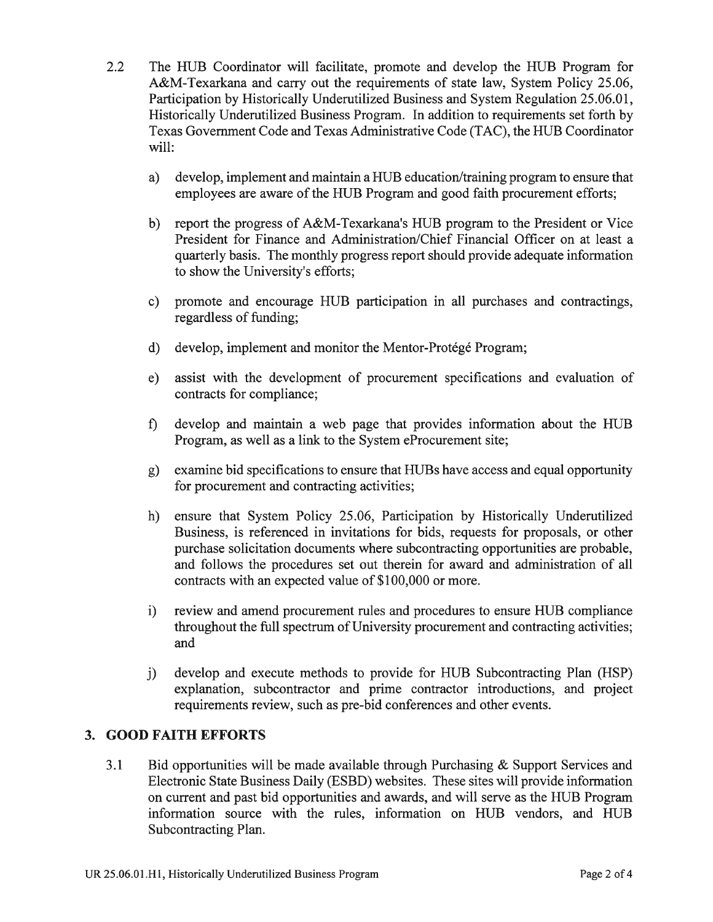2.2 The HUB Coordinator will facilitate, promote and develop the HUB Program for A&M-Texarkana and carry out the requirements of state law, System Policy 25.06, Participation by Historically Underutilized Business and System Regulation 25.06.01, Historically Underutilized Business Program. In addition to requirements set forth by Texas Government Code and Texas Administrative Code (TAC), the HUB Coordinator will:

a) develop, implement and maintain a HUB education/training program to ensure that employees are aware of the HUB Program and good faith procurement efforts;

b) report the progress of A&M-Texarkana's HUB program to the President or Vice President for Finance and Administration/Chief Financial Officer on at least a quarterly basis. The monthly progress report should provide adequate information to show the University's efforts;

c) promote and encourage HUB participation in all purchases and contractings, regardless of funding;

d) develop, implement and monitor the Mentor-Protégé Program;

e) assist with the development of procurement specifications and evaluation of contracts for compliance;

f) develop and maintain a web page that provides information about the HUB Program, as well as a link to the System eProcurement site;

g) examine bid specifications to ensure that HUBs have access and equal opportunity for procurement and contracting activities;

h) ensure that System Policy 25.06, Participation by Historically Underutilized Business, is referenced in invitations for bids, requests for proposals, or other purchase solicitation documents where subcontracting opportunities are probable, and follows the procedures set out therein for award and administration of all contracts with an expected value of $100,000 or more.

i) review and amend procurement rules and procedures to ensure HUB compliance throughout the full spectrum of University procurement and contracting activities; and

j) develop and execute methods to provide for HUB Subcontracting Plan (HSP) explanation, subcontractor and prime contractor introductions, and project requirements review, such as pre-bid conferences and other events.

## 3. GOOD FAITH EFFORTS

3.1 Bid opportunities will be made available through Purchasing & Support Services and Electronic State Business Daily (ESBD) websites. These sites will provide information on current and past bid opportunities and awards, and will serve as the HUB Program information source with the rules, information on HUB vendors, and HUB Subcontracting Plan.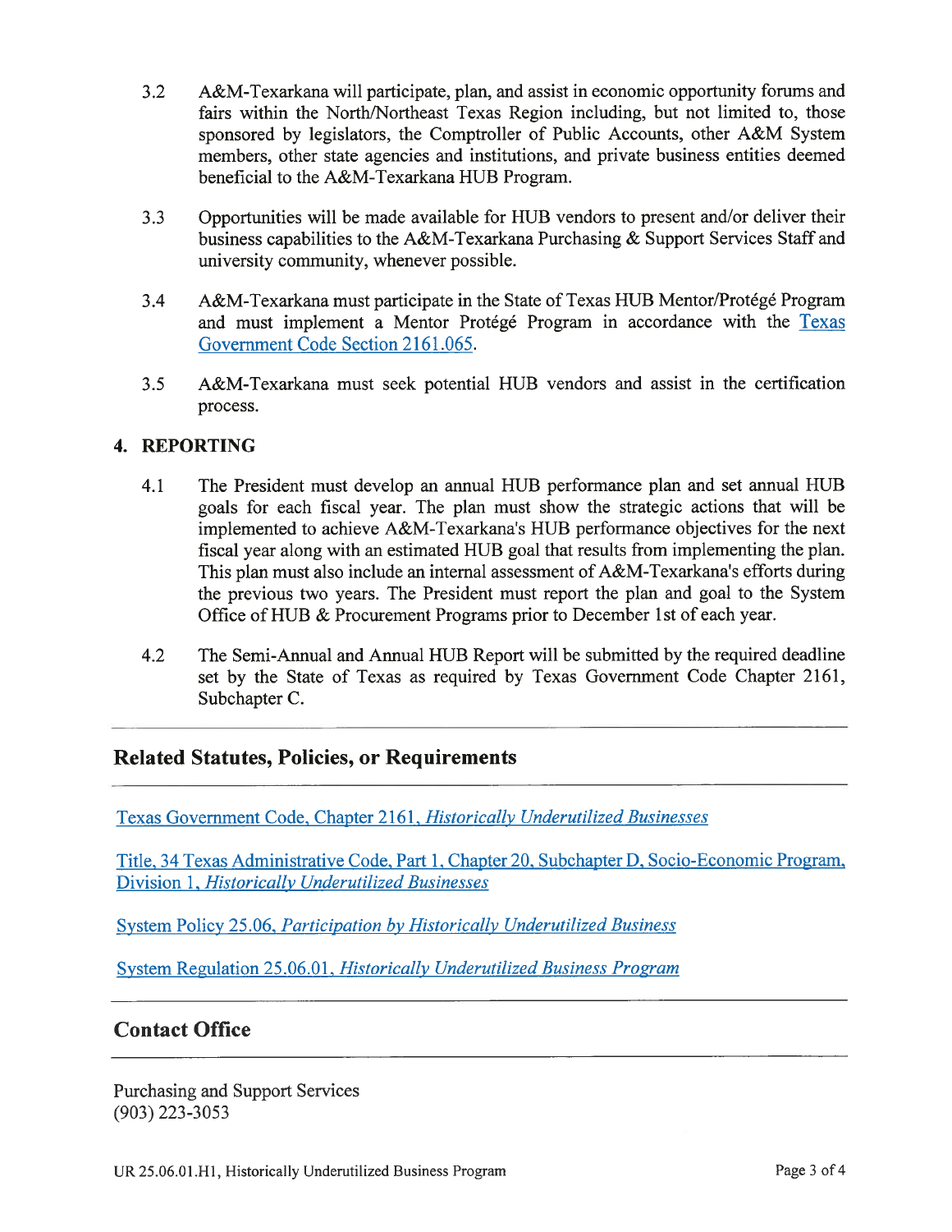3.2 A&M-Texarkana will participate, plan, and assist in economic opportunity forums and fairs within the North/Northeast Texas Region including, but not limited to, those sponsored by legislators, the Comptroller of Public Accounts, other A&M System members, other state agencies and institutions, and private business entities deemed beneficial to the A&M-Texarkana HUB Program.

3.3 Opportunities will be made available for HUB vendors to present and/or deliver their business capabilities to the A&M-Texarkana Purchasing & Support Services Staff and university community, whenever possible.

3.4 A&M-Texarkana must participate in the State of Texas HUB Mentor/Protégé Program and must implement a Mentor Protégé Program in accordance with the Texas Government Code Section 2161.065.

3.5 A&M-Texarkana must seek potential HUB vendors and assist in the certification process.

### 4. REPORTING

4.1 The President must develop an annual HUB performance plan and set annual HUB goals for each fiscal year. The plan must show the strategic actions that will be implemented to achieve A&M-Texarkana's HUB performance objectives for the next fiscal year along with an estimated HUB goal that results from implementing the plan. This plan must also include an internal assessment of A&M-Texarkana's efforts during the previous two years. The President must report the plan and goal to the System Office of HUB & Procurement Programs prior to December 1st of each year.

4.2 The Semi-Annual and Annual HUB Report will be submitted by the required deadline set by the State of Texas as required by Texas Government Code Chapter 2161, Subchapter C.

## Related Statutes, Policies, or Requirements

Texas Government Code, Chapter 2161, *Historically Underutilized Businesses*

Title, 34 Texas Administrative Code, Part 1, Chapter 20, Subchapter D, Socio-Economic Program, Division 1, *Historically Underutilized Businesses*

System Policy 25.06, *Participation by Historically Underutilized Business*

System Regulation 25.06.01, *Historically Underutilized Business Program*

## Contact Office

Purchasing and Support Services
(903) 223-3053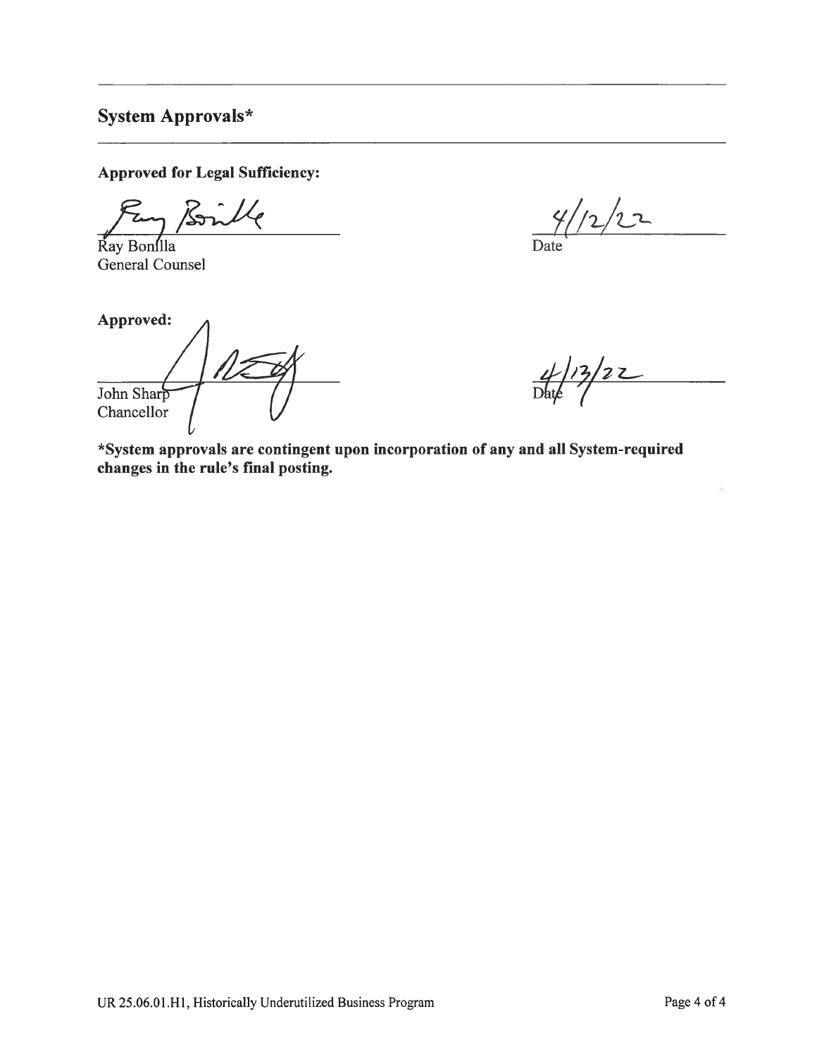## System Approvals*

**Approved for Legal Sufficiency:**

Ray Bonilla
General Counsel

4/12/22
Date

**Approved:**

John Sharp
Chancellor

4/13/22
Date

***System approvals are contingent upon incorporation of any and all System-required changes in the rule's final posting.**